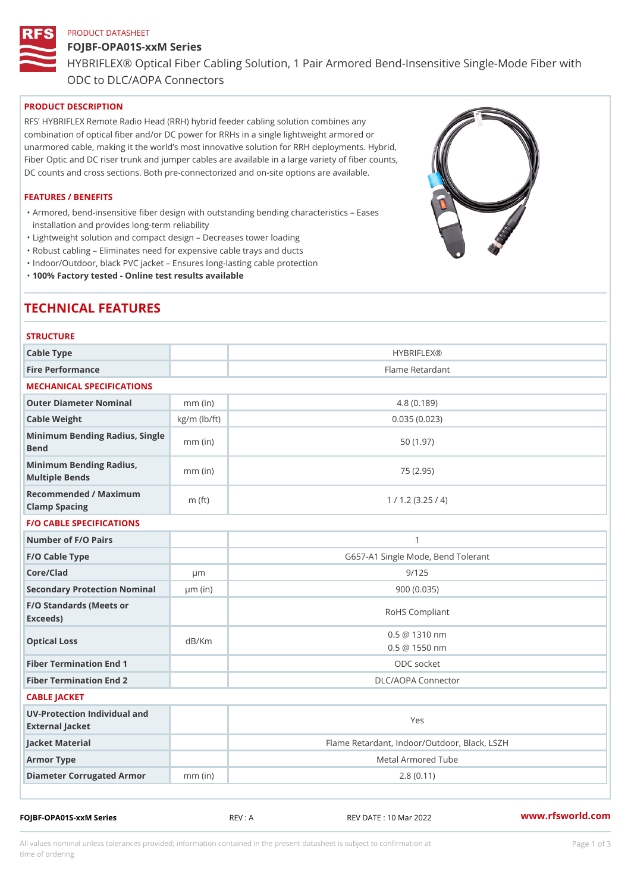PRODUCT DATASHEET

# FOJBF-OPA01S-xxM Series

HYBRIFLEX® Optical Fiber Cabling Solution, 1 Pair Armored Bend-Insensitive Single-Mode Fiber with ODC to DLC/AOPA Connectors

## PRODUCT DESCRIPTION

RFS' HYBRIFLEX Remote Radio Head (RRH) hybrid feeder cabling solution combines any combination of optical fiber and/or DC power for RRHs in a single lightweight armored or unarmored cable, making it the world's most innovative solution for RRH deployments. Hybrid, Fiber Optic and DC riser trunk and jumper cables are available in a large variety of fiber counts, DC counts and cross sections. Both pre-connectorized and on-site options are available.

## FEATURES / BENEFITS

- Armored, bend-insensitive fiber design with outstanding bending characteristics – Eases installation and provides long-term reliability
- Lightweight solution and compact design – Decreases tower loading
- Robust cabling – Eliminates need for expensive cable trays and ducts
- Indoor/Outdoor, black PVC jacket – Ensures long-lasting cable protection
- **100% Factory tested - Online test results available**

# TECHNICAL FEATURES

### STRUCTURE

| | | |
|---|---|---|
| Cable Type | | HYBRIFLEX® |
| Fire Performance | | Flame Retardant |

### MECHANICAL SPECIFICATIONS

| | | |
|---|---|---|
| Outer Diameter Nominal | mm (in) | 4.8 (0.189) |
| Cable Weight | kg/m (lb/ft) | 0.035 (0.023) |
| Minimum Bending Radius, Single Bend | mm (in) | 50 (1.97) |
| Minimum Bending Radius, Multiple Bends | mm (in) | 75 (2.95) |
| Recommended / Maximum Clamp Spacing | m (ft) | 1 / 1.2 (3.25 / 4) |

### F/O CABLE SPECIFICATIONS

| | | |
|---|---|---|
| Number of F/O Pairs | | 1 |
| F/O Cable Type | | G657-A1 Single Mode, Bend Tolerant |
| Core/Clad | μm | 9/125 |
| Secondary Protection Nominal | μm (in) | 900 (0.035) |
| F/O Standards (Meets or Exceeds) | | RoHS Compliant |
| Optical Loss | dB/Km | 0.5 @ 1310 nm<br>0.5 @ 1550 nm |
| Fiber Termination End 1 | | ODC socket |
| Fiber Termination End 2 | | DLC/AOPA Connector |

### CABLE JACKET

| | | |
|---|---|---|
| UV-Protection Individual and External Jacket | | Yes |
| Jacket Material | | Flame Retardant, Indoor/Outdoor, Black, LSZH |
| Armor Type | | Metal Armored Tube |
| Diameter Corrugated Armor | mm (in) | 2.8 (0.11) |

FOJBF-OPA01S-xxM Series REV : A REV DATE : 10 Mar 2022 www.rfsworld.com

All values nominal unless tolerances provided; information contained in the present datasheet is subject to confirmation at time of ordering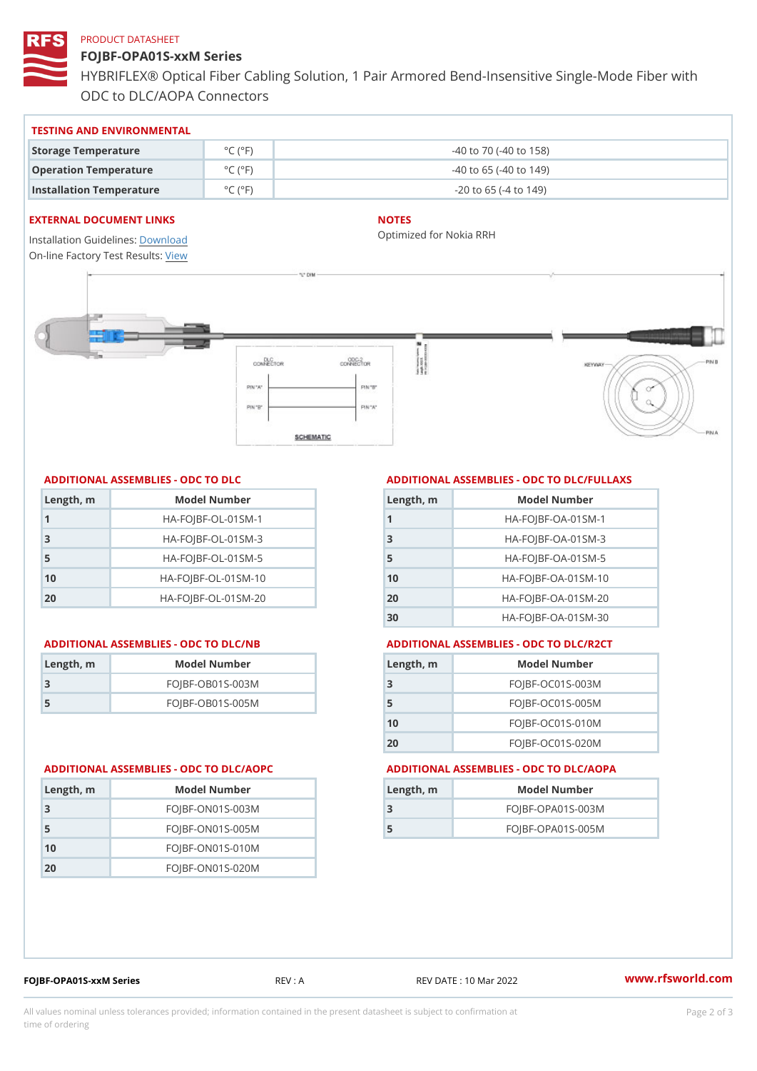PRODUCT DATASHEET

# FOJBF-OPA01S-xxM Series

HYBRIFLEX® Optical Fiber Cabling Solution, 1 Pair Armored Bend-Insensitive Single-Mode Fiber with ODC to DLC/AOPA Connectors

## TESTING AND ENVIRONMENTAL

| Storage Temperature | °C (°F) | -40 to 70 (-40 to 158) |
|---|---|---|
| Operation Temperature | °C (°F) | -40 to 65 (-40 to 149) |
| Installation Temperature | °C (°F) | -20 to 65 (-4 to 149) |

## EXTERNAL DOCUMENT LINKS

Installation Guidelines: Download
On-line Factory Test Results: View

## NOTES

Optimized for Nokia RRH

## ADDITIONAL ASSEMBLIES - ODC TO DLC

| Length, m | Model Number |
|---|---|
| 1 | HA-FOJBF-OL-01SM-1 |
| 3 | HA-FOJBF-OL-01SM-3 |
| 5 | HA-FOJBF-OL-01SM-5 |
| 10 | HA-FOJBF-OL-01SM-10 |
| 20 | HA-FOJBF-OL-01SM-20 |

## ADDITIONAL ASSEMBLIES - ODC TO DLC/FULLAXS

| Length, m | Model Number |
|---|---|
| 1 | HA-FOJBF-OA-01SM-1 |
| 3 | HA-FOJBF-OA-01SM-3 |
| 5 | HA-FOJBF-OA-01SM-5 |
| 10 | HA-FOJBF-OA-01SM-10 |
| 20 | HA-FOJBF-OA-01SM-20 |
| 30 | HA-FOJBF-OA-01SM-30 |

## ADDITIONAL ASSEMBLIES - ODC TO DLC/NB

| Length, m | Model Number |
|---|---|
| 3 | FOJBF-OB01S-003M |
| 5 | FOJBF-OB01S-005M |

## ADDITIONAL ASSEMBLIES - ODC TO DLC/R2CT

| Length, m | Model Number |
|---|---|
| 3 | FOJBF-OC01S-003M |
| 5 | FOJBF-OC01S-005M |
| 10 | FOJBF-OC01S-010M |
| 20 | FOJBF-OC01S-020M |

## ADDITIONAL ASSEMBLIES - ODC TO DLC/AOPC

| Length, m | Model Number |
|---|---|
| 3 | FOJBF-ON01S-003M |
| 5 | FOJBF-ON01S-005M |
| 10 | FOJBF-ON01S-010M |
| 20 | FOJBF-ON01S-020M |

## ADDITIONAL ASSEMBLIES - ODC TO DLC/AOPA

| Length, m | Model Number |
|---|---|
| 3 | FOJBF-OPA01S-003M |
| 5 | FOJBF-OPA01S-005M |

FOJBF-OPA01S-xxM Series REV : A REV DATE : 10 Mar 2022 www.rfsworld.com

All values nominal unless tolerances provided; information contained in the present datasheet is subject to confirmation at time of ordering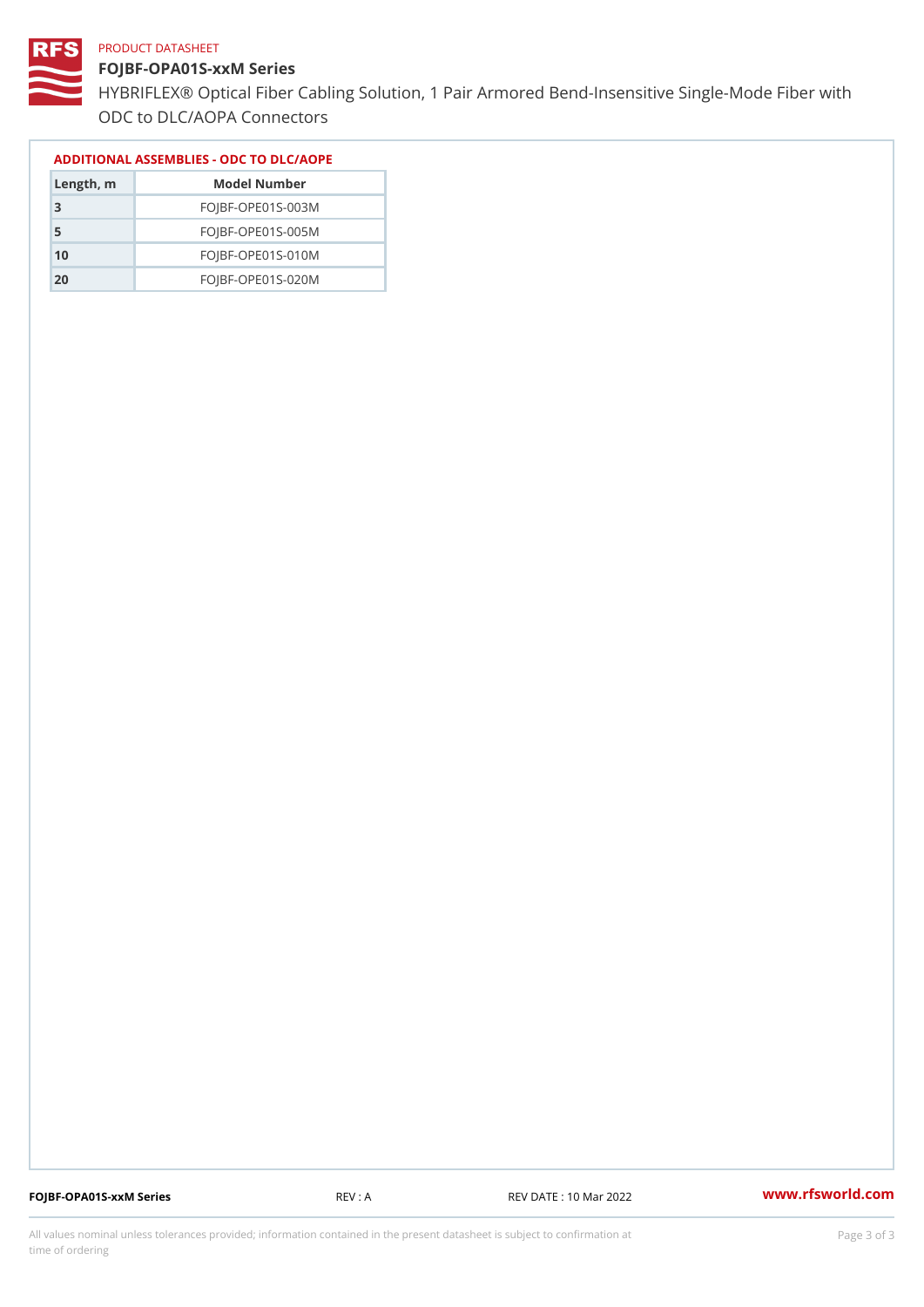## ADDITIONAL ASSEMBLIES - ODC TO DLC/AOPE

| Length, m | Model Number |
|---|---|
| 3 | FOJBF-OPE01S-003M |
| 5 | FOJBF-OPE01S-005M |
| 10 | FOJBF-OPE01S-010M |
| 20 | FOJBF-OPE01S-020M |